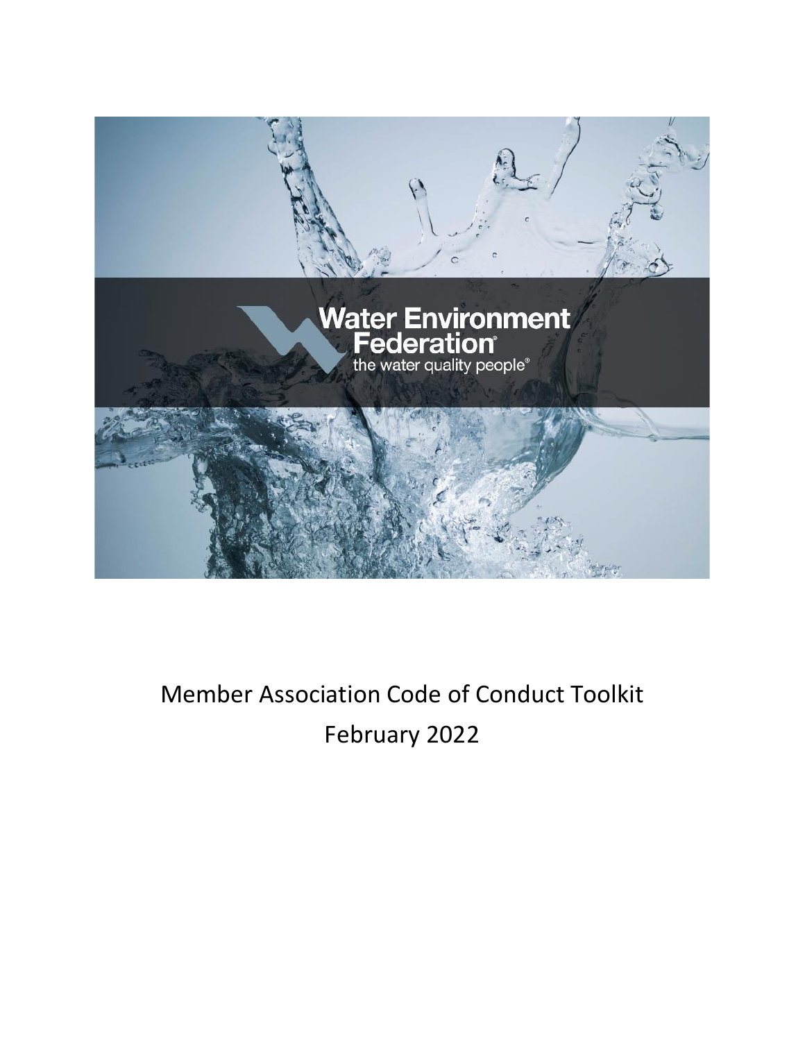Water Environment Federation

the water quality people®

# Member Association Code of Conduct Toolkit

February 2022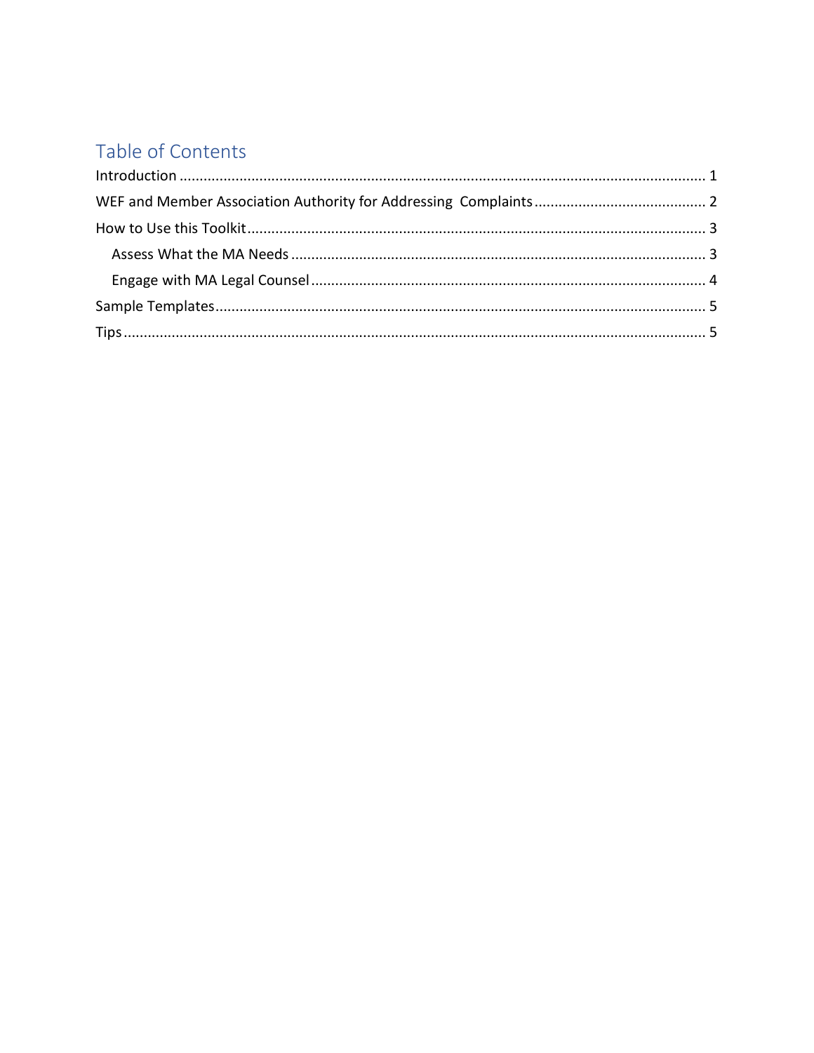## Table of Contents

Introduction ........................................................................................................................................ 1

WEF and Member Association Authority for Addressing Complaints .......................................... 2

How to Use this Toolkit ...................................................................................................................... 3

- Assess What the MA Needs ....................................................................................................... 3
- Engage with MA Legal Counsel .................................................................................................. 4

Sample Templates .............................................................................................................................. 5

Tips ..................................................................................................................................................... 5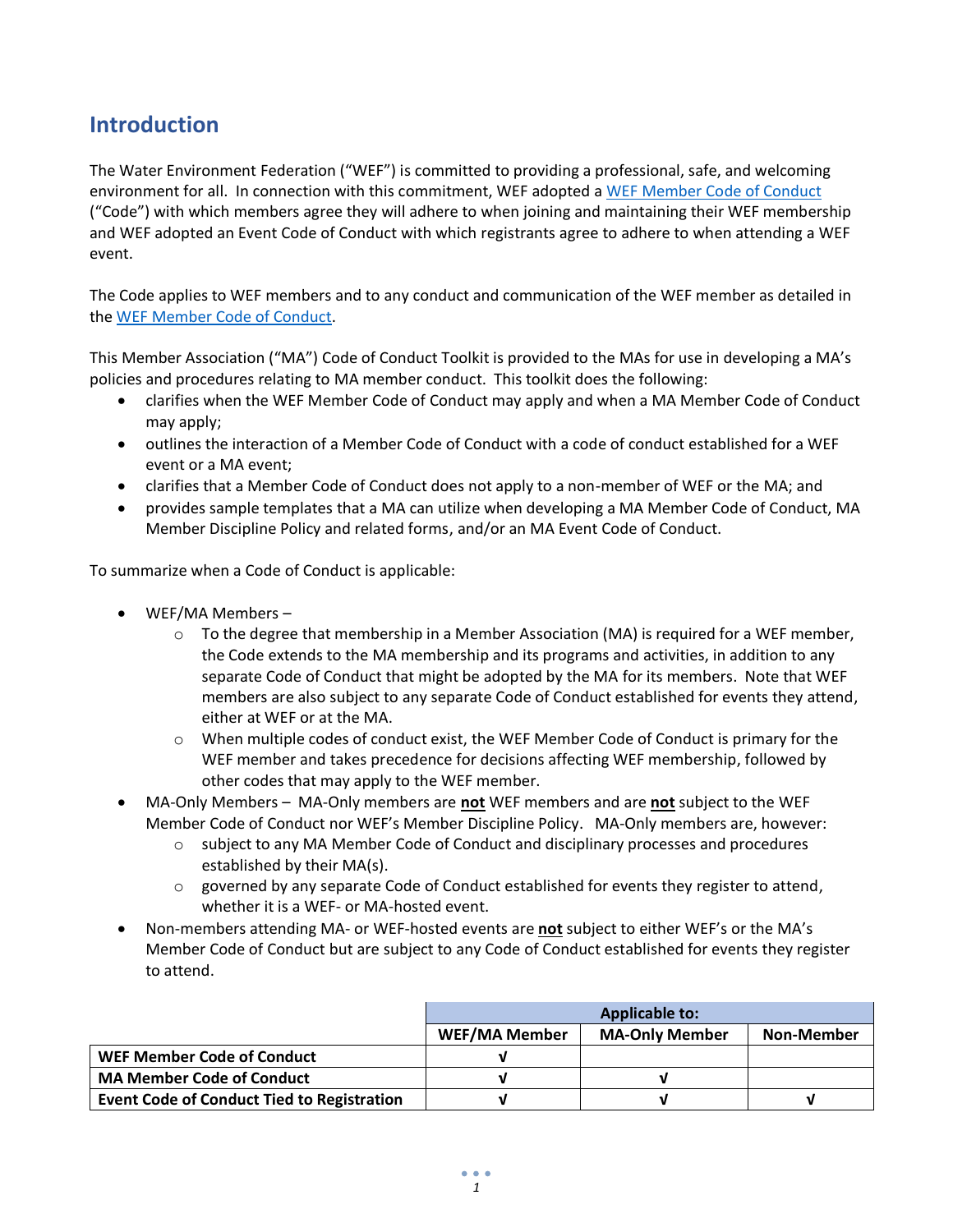## Introduction

The Water Environment Federation ("WEF") is committed to providing a professional, safe, and welcoming environment for all. In connection with this commitment, WEF adopted a [WEF Member Code of Conduct](#) ("Code") with which members agree they will adhere to when joining and maintaining their WEF membership and WEF adopted an Event Code of Conduct with which registrants agree to adhere to when attending a WEF event.

The Code applies to WEF members and to any conduct and communication of the WEF member as detailed in the [WEF Member Code of Conduct](#).

This Member Association ("MA") Code of Conduct Toolkit is provided to the MAs for use in developing a MA's policies and procedures relating to MA member conduct. This toolkit does the following:

- clarifies when the WEF Member Code of Conduct may apply and when a MA Member Code of Conduct may apply;
- outlines the interaction of a Member Code of Conduct with a code of conduct established for a WEF event or a MA event;
- clarifies that a Member Code of Conduct does not apply to a non-member of WEF or the MA; and
- provides sample templates that a MA can utilize when developing a MA Member Code of Conduct, MA Member Discipline Policy and related forms, and/or an MA Event Code of Conduct.

To summarize when a Code of Conduct is applicable:

- WEF/MA Members –
  - To the degree that membership in a Member Association (MA) is required for a WEF member, the Code extends to the MA membership and its programs and activities, in addition to any separate Code of Conduct that might be adopted by the MA for its members. Note that WEF members are also subject to any separate Code of Conduct established for events they attend, either at WEF or at the MA.
  - When multiple codes of conduct exist, the WEF Member Code of Conduct is primary for the WEF member and takes precedence for decisions affecting WEF membership, followed by other codes that may apply to the WEF member.
- MA-Only Members – MA-Only members are **not** WEF members and are **not** subject to the WEF Member Code of Conduct nor WEF's Member Discipline Policy. MA-Only members are, however:
  - subject to any MA Member Code of Conduct and disciplinary processes and procedures established by their MA(s).
  - governed by any separate Code of Conduct established for events they register to attend, whether it is a WEF- or MA-hosted event.
- Non-members attending MA- or WEF-hosted events are **not** subject to either WEF's or the MA's Member Code of Conduct but are subject to any Code of Conduct established for events they register to attend.

| | Applicable to: | | |
|---|---|---|---|
| | **WEF/MA Member** | **MA-Only Member** | **Non-Member** |
| **WEF Member Code of Conduct** | √ | | |
| **MA Member Code of Conduct** | √ | √ | |
| **Event Code of Conduct Tied to Registration** | √ | √ | √ |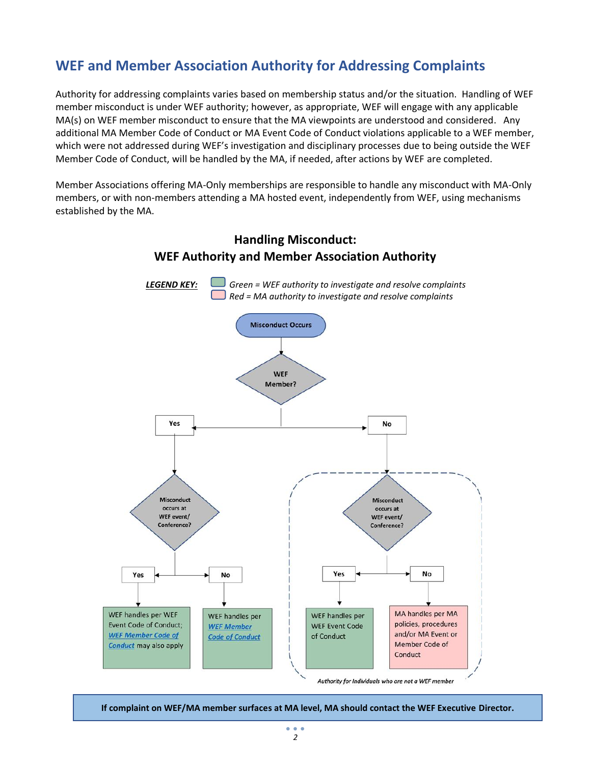## WEF and Member Association Authority for Addressing Complaints

Authority for addressing complaints varies based on membership status and/or the situation. Handling of WEF member misconduct is under WEF authority; however, as appropriate, WEF will engage with any applicable MA(s) on WEF member misconduct to ensure that the MA viewpoints are understood and considered. Any additional MA Member Code of Conduct or MA Event Code of Conduct violations applicable to a WEF member, which were not addressed during WEF's investigation and disciplinary processes due to being outside the WEF Member Code of Conduct, will be handled by the MA, if needed, after actions by WEF are completed.

Member Associations offering MA-Only memberships are responsible to handle any misconduct with MA-Only members, or with non-members attending a MA hosted event, independently from WEF, using mechanisms established by the MA.

### Handling Misconduct: WEF Authority and Member Association Authority

***LEGEND KEY:*** *Green = WEF authority to investigate and resolve complaints*
*Red = MA authority to investigate and resolve complaints*

Misconduct Occurs

WEF Member?

- **Yes** → Misconduct occurs at WEF event/ Conference?
  - **Yes** → WEF handles per WEF Event Code of Conduct; WEF Member Code of Conduct may also apply *(Green)*
  - **No** → WEF handles per WEF Member Code of Conduct *(Green)*
- **No** → Misconduct occurs at WEF event/ Conference?
  - **Yes** → WEF handles per WEF Event Code of Conduct *(Green)*
  - **No** → MA handles per MA policies, procedures and/or MA Event or Member Code of Conduct *(Red)*

*Authority for Individuals who are not a WEF member*

**If complaint on WEF/MA member surfaces at MA level, MA should contact the WEF Executive Director.**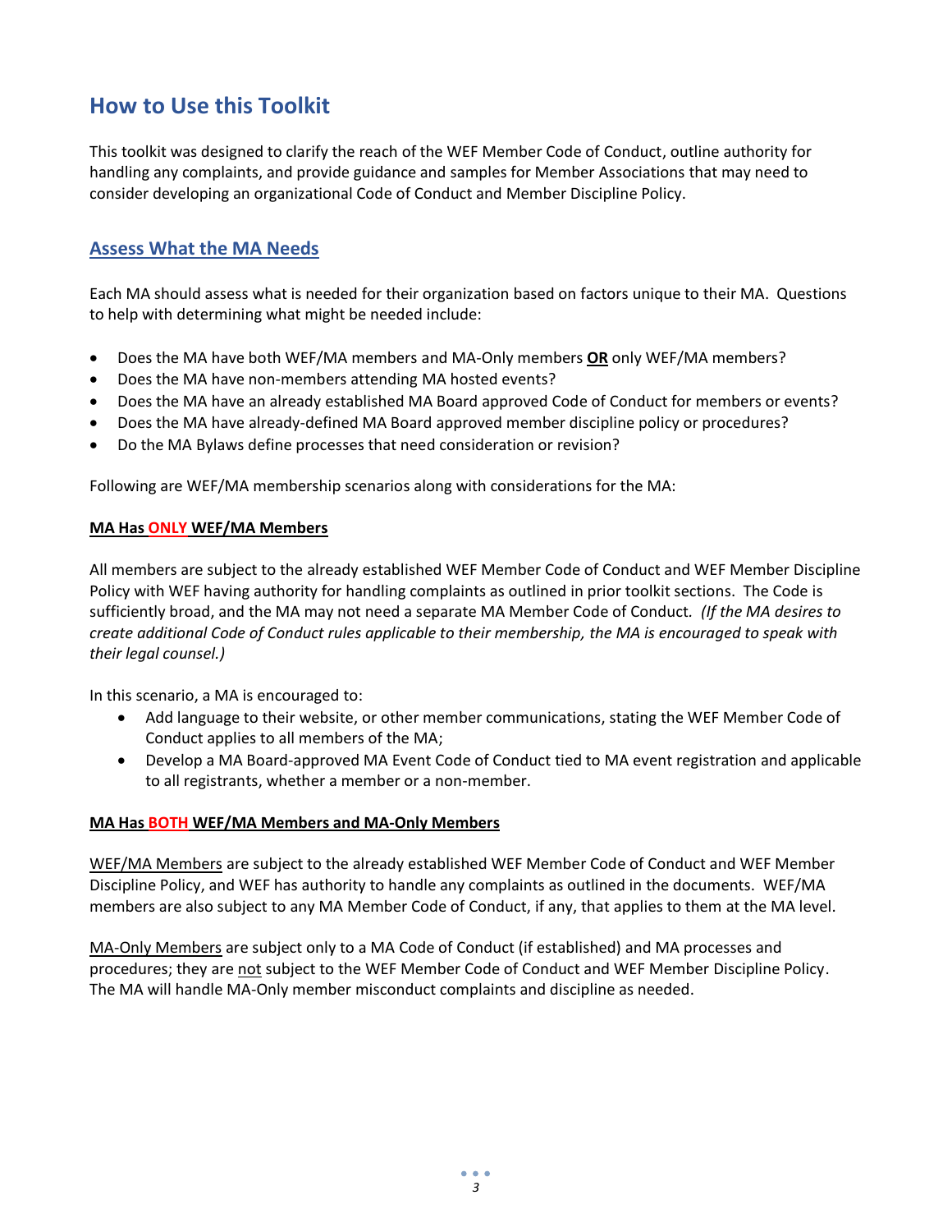# How to Use this Toolkit

This toolkit was designed to clarify the reach of the WEF Member Code of Conduct, outline authority for handling any complaints, and provide guidance and samples for Member Associations that may need to consider developing an organizational Code of Conduct and Member Discipline Policy.

## Assess What the MA Needs

Each MA should assess what is needed for their organization based on factors unique to their MA. Questions to help with determining what might be needed include:

- Does the MA have both WEF/MA members and MA-Only members **OR** only WEF/MA members?
- Does the MA have non-members attending MA hosted events?
- Does the MA have an already established MA Board approved Code of Conduct for members or events?
- Does the MA have already-defined MA Board approved member discipline policy or procedures?
- Do the MA Bylaws define processes that need consideration or revision?

Following are WEF/MA membership scenarios along with considerations for the MA:

**MA Has ONLY WEF/MA Members**

All members are subject to the already established WEF Member Code of Conduct and WEF Member Discipline Policy with WEF having authority for handling complaints as outlined in prior toolkit sections. The Code is sufficiently broad, and the MA may not need a separate MA Member Code of Conduct. *(If the MA desires to create additional Code of Conduct rules applicable to their membership, the MA is encouraged to speak with their legal counsel.)*

In this scenario, a MA is encouraged to:

- Add language to their website, or other member communications, stating the WEF Member Code of Conduct applies to all members of the MA;
- Develop a MA Board-approved MA Event Code of Conduct tied to MA event registration and applicable to all registrants, whether a member or a non-member.

**MA Has BOTH WEF/MA Members and MA-Only Members**

WEF/MA Members are subject to the already established WEF Member Code of Conduct and WEF Member Discipline Policy, and WEF has authority to handle any complaints as outlined in the documents. WEF/MA members are also subject to any MA Member Code of Conduct, if any, that applies to them at the MA level.

MA-Only Members are subject only to a MA Code of Conduct (if established) and MA processes and procedures; they are not subject to the WEF Member Code of Conduct and WEF Member Discipline Policy. The MA will handle MA-Only member misconduct complaints and discipline as needed.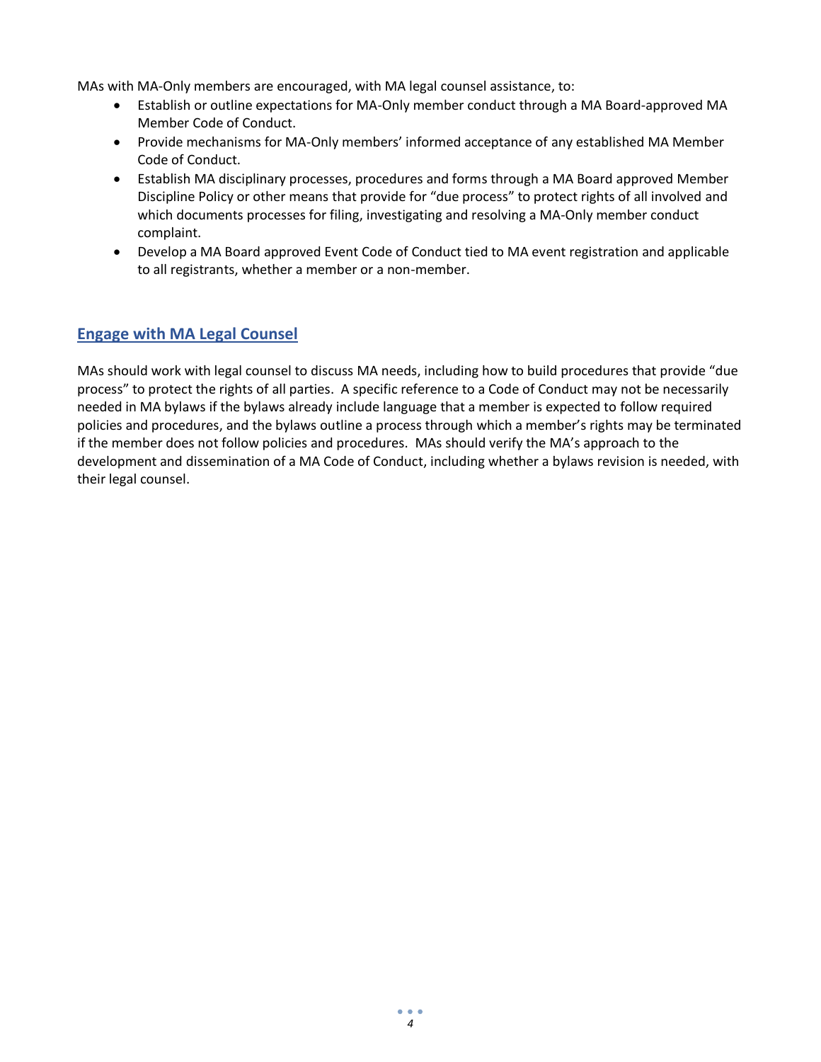MAs with MA-Only members are encouraged, with MA legal counsel assistance, to:

- Establish or outline expectations for MA-Only member conduct through a MA Board-approved MA Member Code of Conduct.
- Provide mechanisms for MA-Only members' informed acceptance of any established MA Member Code of Conduct.
- Establish MA disciplinary processes, procedures and forms through a MA Board approved Member Discipline Policy or other means that provide for "due process" to protect rights of all involved and which documents processes for filing, investigating and resolving a MA-Only member conduct complaint.
- Develop a MA Board approved Event Code of Conduct tied to MA event registration and applicable to all registrants, whether a member or a non-member.

## Engage with MA Legal Counsel

MAs should work with legal counsel to discuss MA needs, including how to build procedures that provide "due process" to protect the rights of all parties. A specific reference to a Code of Conduct may not be necessarily needed in MA bylaws if the bylaws already include language that a member is expected to follow required policies and procedures, and the bylaws outline a process through which a member's rights may be terminated if the member does not follow policies and procedures. MAs should verify the MA's approach to the development and dissemination of a MA Code of Conduct, including whether a bylaws revision is needed, with their legal counsel.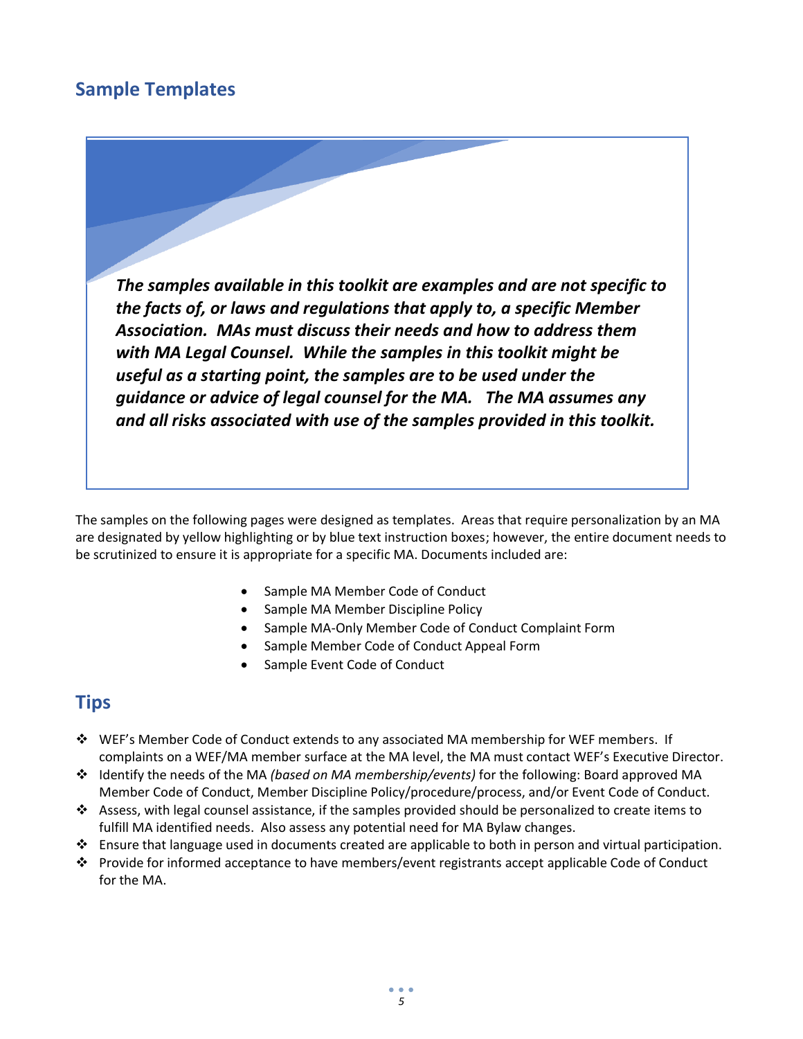## Sample Templates

***The samples available in this toolkit are examples and are not specific to the facts of, or laws and regulations that apply to, a specific Member Association. MAs must discuss their needs and how to address them with MA Legal Counsel. While the samples in this toolkit might be useful as a starting point, the samples are to be used under the guidance or advice of legal counsel for the MA. The MA assumes any and all risks associated with use of the samples provided in this toolkit.***

The samples on the following pages were designed as templates. Areas that require personalization by an MA are designated by yellow highlighting or by blue text instruction boxes; however, the entire document needs to be scrutinized to ensure it is appropriate for a specific MA. Documents included are:

- Sample MA Member Code of Conduct
- Sample MA Member Discipline Policy
- Sample MA-Only Member Code of Conduct Complaint Form
- Sample Member Code of Conduct Appeal Form
- Sample Event Code of Conduct

## Tips

- WEF's Member Code of Conduct extends to any associated MA membership for WEF members. If complaints on a WEF/MA member surface at the MA level, the MA must contact WEF's Executive Director.
- Identify the needs of the MA *(based on MA membership/events)* for the following: Board approved MA Member Code of Conduct, Member Discipline Policy/procedure/process, and/or Event Code of Conduct.
- Assess, with legal counsel assistance, if the samples provided should be personalized to create items to fulfill MA identified needs. Also assess any potential need for MA Bylaw changes.
- Ensure that language used in documents created are applicable to both in person and virtual participation.
- Provide for informed acceptance to have members/event registrants accept applicable Code of Conduct for the MA.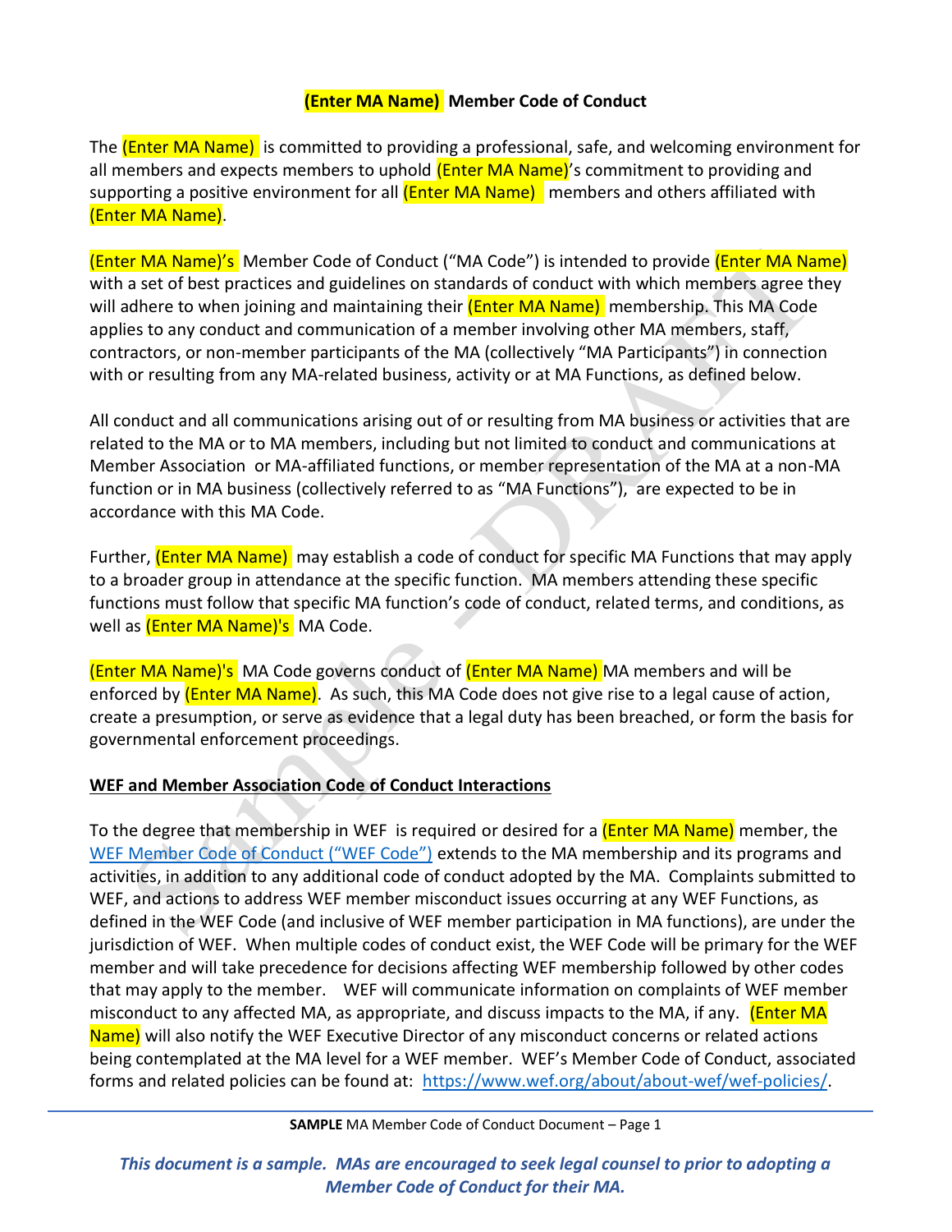# (Enter MA Name) Member Code of Conduct

The (Enter MA Name) is committed to providing a professional, safe, and welcoming environment for all members and expects members to uphold (Enter MA Name)'s commitment to providing and supporting a positive environment for all (Enter MA Name) members and others affiliated with (Enter MA Name).

(Enter MA Name)'s Member Code of Conduct ("MA Code") is intended to provide (Enter MA Name) with a set of best practices and guidelines on standards of conduct with which members agree they will adhere to when joining and maintaining their (Enter MA Name) membership. This MA Code applies to any conduct and communication of a member involving other MA members, staff, contractors, or non-member participants of the MA (collectively "MA Participants") in connection with or resulting from any MA-related business, activity or at MA Functions, as defined below.

All conduct and all communications arising out of or resulting from MA business or activities that are related to the MA or to MA members, including but not limited to conduct and communications at Member Association or MA-affiliated functions, or member representation of the MA at a non-MA function or in MA business (collectively referred to as "MA Functions"), are expected to be in accordance with this MA Code.

Further, (Enter MA Name) may establish a code of conduct for specific MA Functions that may apply to a broader group in attendance at the specific function. MA members attending these specific functions must follow that specific MA function's code of conduct, related terms, and conditions, as well as (Enter MA Name)'s MA Code.

(Enter MA Name)'s MA Code governs conduct of (Enter MA Name) MA members and will be enforced by (Enter MA Name). As such, this MA Code does not give rise to a legal cause of action, create a presumption, or serve as evidence that a legal duty has been breached, or form the basis for governmental enforcement proceedings.

## WEF and Member Association Code of Conduct Interactions

To the degree that membership in WEF is required or desired for a (Enter MA Name) member, the [WEF Member Code of Conduct ("WEF Code")](https://www.wef.org/about/about-wef/wef-policies/) extends to the MA membership and its programs and activities, in addition to any additional code of conduct adopted by the MA. Complaints submitted to WEF, and actions to address WEF member misconduct issues occurring at any WEF Functions, as defined in the WEF Code (and inclusive of WEF member participation in MA functions), are under the jurisdiction of WEF. When multiple codes of conduct exist, the WEF Code will be primary for the WEF member and will take precedence for decisions affecting WEF membership followed by other codes that may apply to the member. WEF will communicate information on complaints of WEF member misconduct to any affected MA, as appropriate, and discuss impacts to the MA, if any. (Enter MA Name) will also notify the WEF Executive Director of any misconduct concerns or related actions being contemplated at the MA level for a WEF member. WEF's Member Code of Conduct, associated forms and related policies can be found at: https://www.wef.org/about/about-wef/wef-policies/.

***This document is a sample. MAs are encouraged to seek legal counsel to prior to adopting a Member Code of Conduct for their MA.***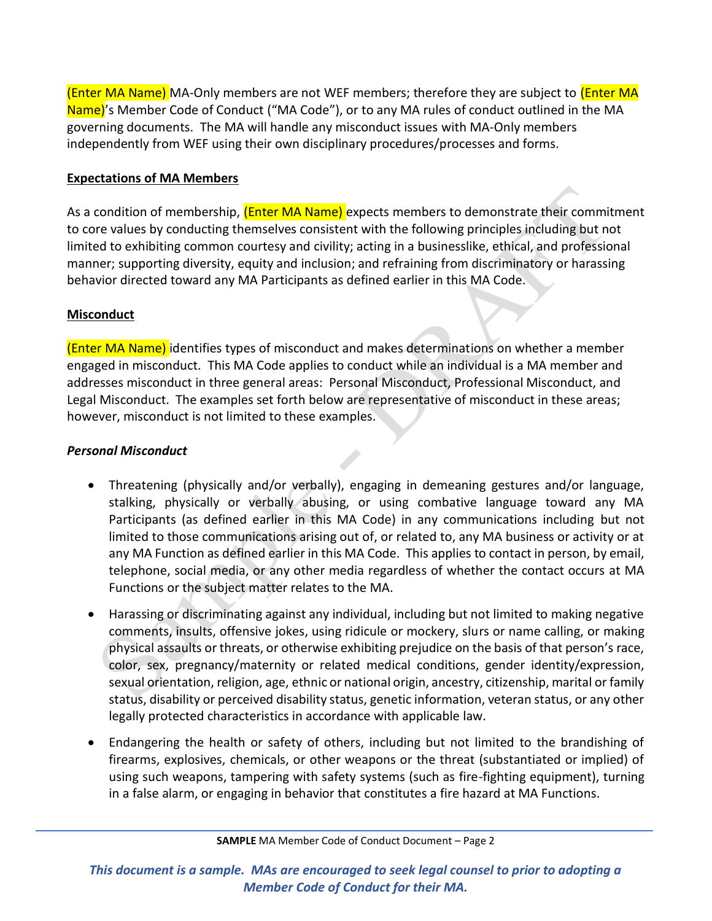(Enter MA Name) MA-Only members are not WEF members; therefore they are subject to (Enter MA Name)'s Member Code of Conduct ("MA Code"), or to any MA rules of conduct outlined in the MA governing documents. The MA will handle any misconduct issues with MA-Only members independently from WEF using their own disciplinary procedures/processes and forms.

**Expectations of MA Members**

As a condition of membership, (Enter MA Name) expects members to demonstrate their commitment to core values by conducting themselves consistent with the following principles including but not limited to exhibiting common courtesy and civility; acting in a businesslike, ethical, and professional manner; supporting diversity, equity and inclusion; and refraining from discriminatory or harassing behavior directed toward any MA Participants as defined earlier in this MA Code.

**Misconduct**

(Enter MA Name) identifies types of misconduct and makes determinations on whether a member engaged in misconduct. This MA Code applies to conduct while an individual is a MA member and addresses misconduct in three general areas: Personal Misconduct, Professional Misconduct, and Legal Misconduct. The examples set forth below are representative of misconduct in these areas; however, misconduct is not limited to these examples.

***Personal Misconduct***

- Threatening (physically and/or verbally), engaging in demeaning gestures and/or language, stalking, physically or verbally abusing, or using combative language toward any MA Participants (as defined earlier in this MA Code) in any communications including but not limited to those communications arising out of, or related to, any MA business or activity or at any MA Function as defined earlier in this MA Code. This applies to contact in person, by email, telephone, social media, or any other media regardless of whether the contact occurs at MA Functions or the subject matter relates to the MA.
- Harassing or discriminating against any individual, including but not limited to making negative comments, insults, offensive jokes, using ridicule or mockery, slurs or name calling, or making physical assaults or threats, or otherwise exhibiting prejudice on the basis of that person's race, color, sex, pregnancy/maternity or related medical conditions, gender identity/expression, sexual orientation, religion, age, ethnic or national origin, ancestry, citizenship, marital or family status, disability or perceived disability status, genetic information, veteran status, or any other legally protected characteristics in accordance with applicable law.
- Endangering the health or safety of others, including but not limited to the brandishing of firearms, explosives, chemicals, or other weapons or the threat (substantiated or implied) of using such weapons, tampering with safety systems (such as fire-fighting equipment), turning in a false alarm, or engaging in behavior that constitutes a fire hazard at MA Functions.

***This document is a sample. MAs are encouraged to seek legal counsel to prior to adopting a Member Code of Conduct for their MA.***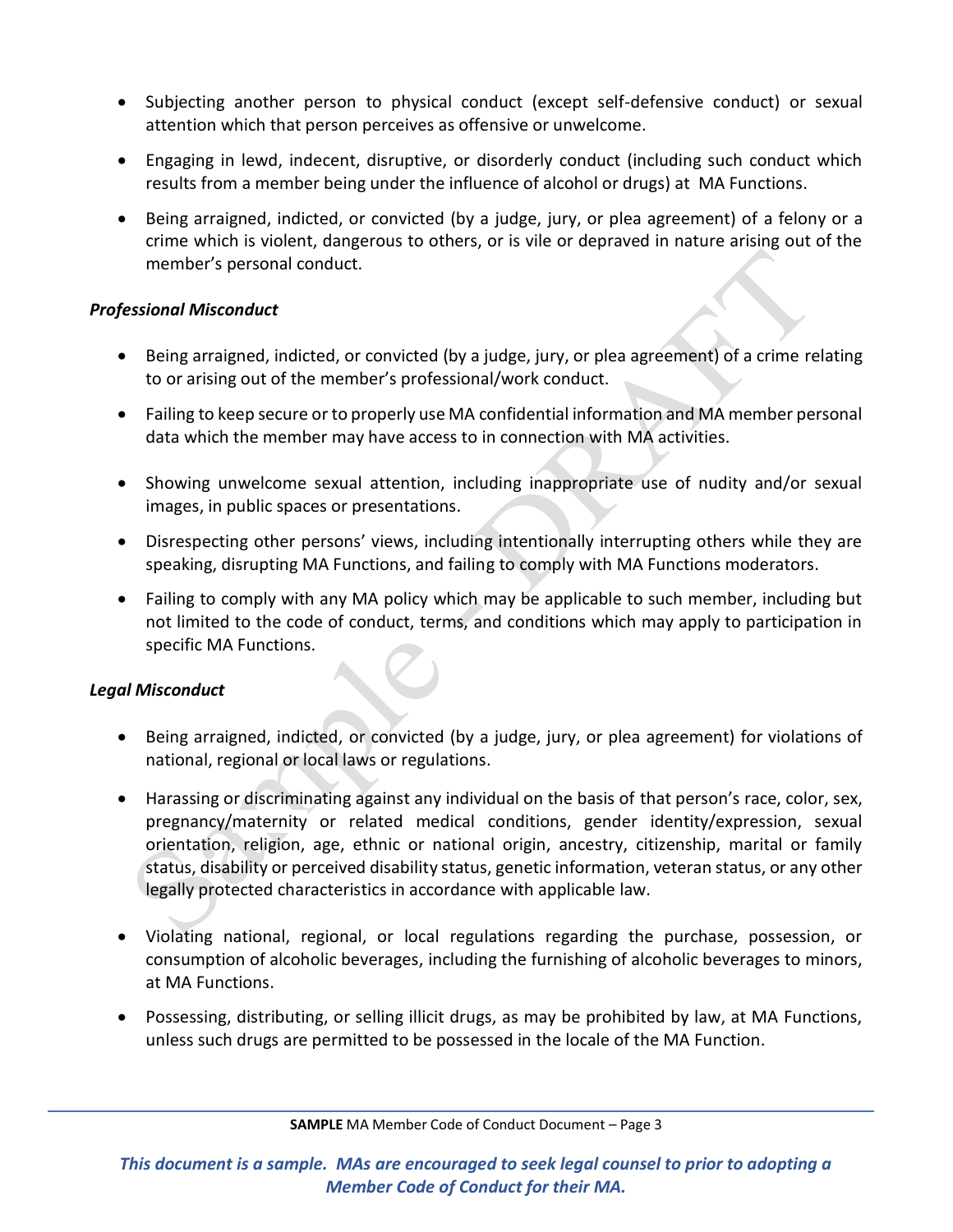- Subjecting another person to physical conduct (except self-defensive conduct) or sexual attention which that person perceives as offensive or unwelcome.
- Engaging in lewd, indecent, disruptive, or disorderly conduct (including such conduct which results from a member being under the influence of alcohol or drugs) at MA Functions.
- Being arraigned, indicted, or convicted (by a judge, jury, or plea agreement) of a felony or a crime which is violent, dangerous to others, or is vile or depraved in nature arising out of the member's personal conduct.

***Professional Misconduct***

- Being arraigned, indicted, or convicted (by a judge, jury, or plea agreement) of a crime relating to or arising out of the member's professional/work conduct.
- Failing to keep secure or to properly use MA confidential information and MA member personal data which the member may have access to in connection with MA activities.
- Showing unwelcome sexual attention, including inappropriate use of nudity and/or sexual images, in public spaces or presentations.
- Disrespecting other persons' views, including intentionally interrupting others while they are speaking, disrupting MA Functions, and failing to comply with MA Functions moderators.
- Failing to comply with any MA policy which may be applicable to such member, including but not limited to the code of conduct, terms, and conditions which may apply to participation in specific MA Functions.

***Legal Misconduct***

- Being arraigned, indicted, or convicted (by a judge, jury, or plea agreement) for violations of national, regional or local laws or regulations.
- Harassing or discriminating against any individual on the basis of that person's race, color, sex, pregnancy/maternity or related medical conditions, gender identity/expression, sexual orientation, religion, age, ethnic or national origin, ancestry, citizenship, marital or family status, disability or perceived disability status, genetic information, veteran status, or any other legally protected characteristics in accordance with applicable law.
- Violating national, regional, or local regulations regarding the purchase, possession, or consumption of alcoholic beverages, including the furnishing of alcoholic beverages to minors, at MA Functions.
- Possessing, distributing, or selling illicit drugs, as may be prohibited by law, at MA Functions, unless such drugs are permitted to be possessed in the locale of the MA Function.

***This document is a sample. MAs are encouraged to seek legal counsel to prior to adopting a Member Code of Conduct for their MA.***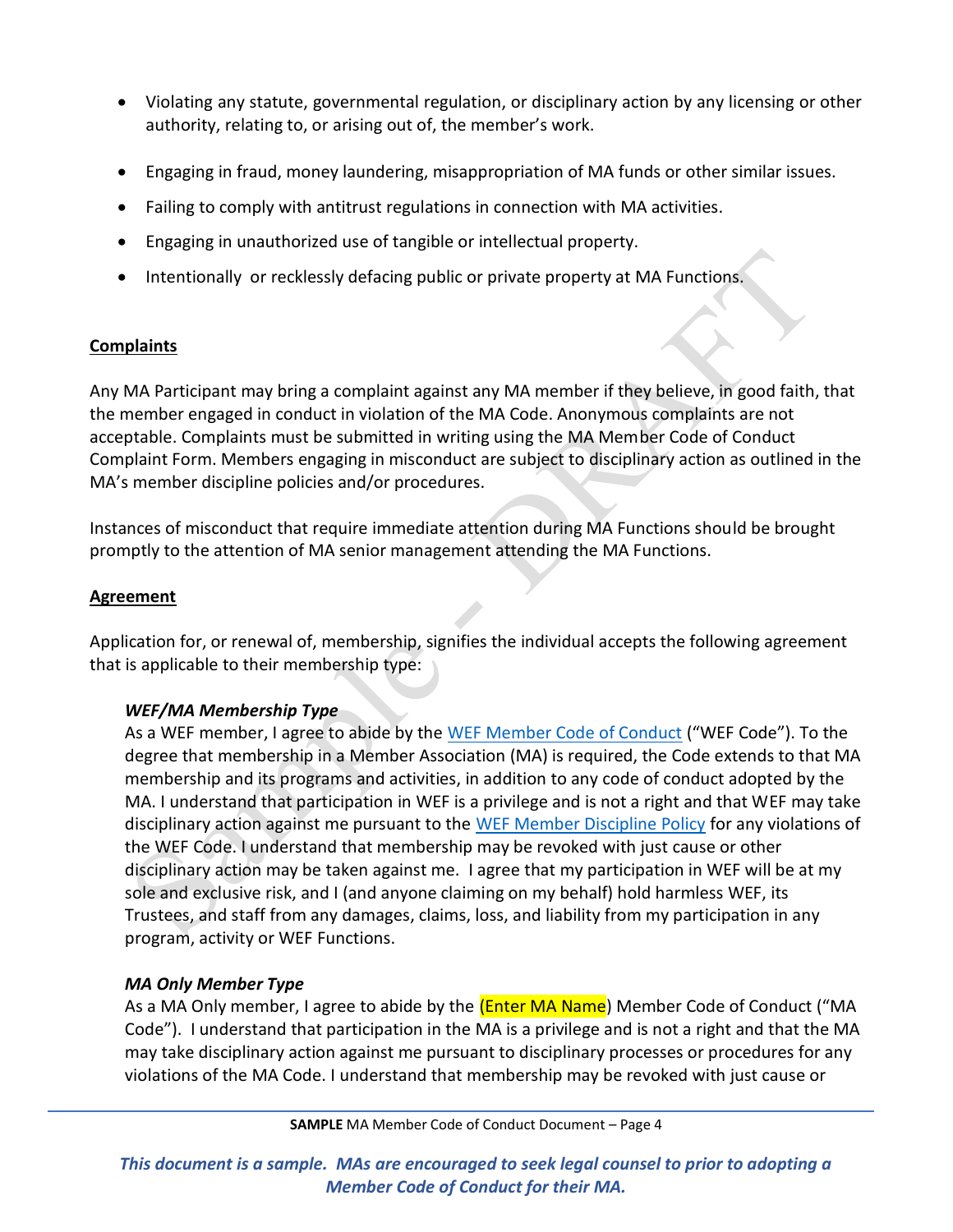- Violating any statute, governmental regulation, or disciplinary action by any licensing or other authority, relating to, or arising out of, the member's work.
- Engaging in fraud, money laundering, misappropriation of MA funds or other similar issues.
- Failing to comply with antitrust regulations in connection with MA activities.
- Engaging in unauthorized use of tangible or intellectual property.
- Intentionally or recklessly defacing public or private property at MA Functions.

## Complaints

Any MA Participant may bring a complaint against any MA member if they believe, in good faith, that the member engaged in conduct in violation of the MA Code. Anonymous complaints are not acceptable. Complaints must be submitted in writing using the MA Member Code of Conduct Complaint Form. Members engaging in misconduct are subject to disciplinary action as outlined in the MA's member discipline policies and/or procedures.

Instances of misconduct that require immediate attention during MA Functions should be brought promptly to the attention of MA senior management attending the MA Functions.

## Agreement

Application for, or renewal of, membership, signifies the individual accepts the following agreement that is applicable to their membership type:

***WEF/MA Membership Type***
As a WEF member, I agree to abide by the WEF Member Code of Conduct ("WEF Code"). To the degree that membership in a Member Association (MA) is required, the Code extends to that MA membership and its programs and activities, in addition to any code of conduct adopted by the MA. I understand that participation in WEF is a privilege and is not a right and that WEF may take disciplinary action against me pursuant to the WEF Member Discipline Policy for any violations of the WEF Code. I understand that membership may be revoked with just cause or other disciplinary action may be taken against me. I agree that my participation in WEF will be at my sole and exclusive risk, and I (and anyone claiming on my behalf) hold harmless WEF, its Trustees, and staff from any damages, claims, loss, and liability from my participation in any program, activity or WEF Functions.

***MA Only Member Type***
As a MA Only member, I agree to abide by the (Enter MA Name) Member Code of Conduct ("MA Code"). I understand that participation in the MA is a privilege and is not a right and that the MA may take disciplinary action against me pursuant to disciplinary processes or procedures for any violations of the MA Code. I understand that membership may be revoked with just cause or

*This document is a sample. MAs are encouraged to seek legal counsel to prior to adopting a Member Code of Conduct for their MA.*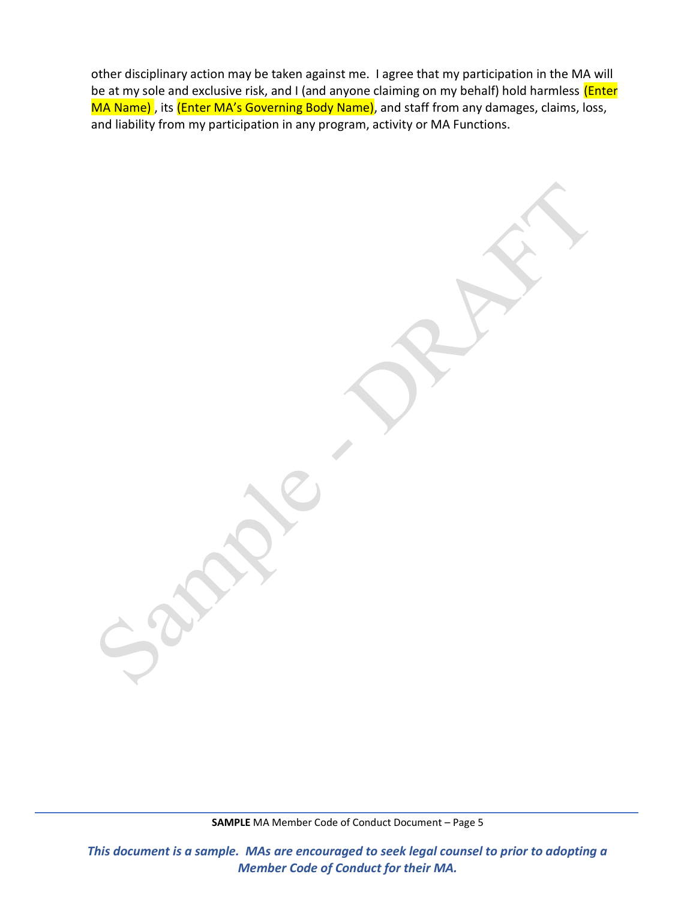other disciplinary action may be taken against me. I agree that my participation in the MA will be at my sole and exclusive risk, and I (and anyone claiming on my behalf) hold harmless (Enter MA Name) , its (Enter MA's Governing Body Name), and staff from any damages, claims, loss, and liability from my participation in any program, activity or MA Functions.

***This document is a sample. MAs are encouraged to seek legal counsel to prior to adopting a Member Code of Conduct for their MA.***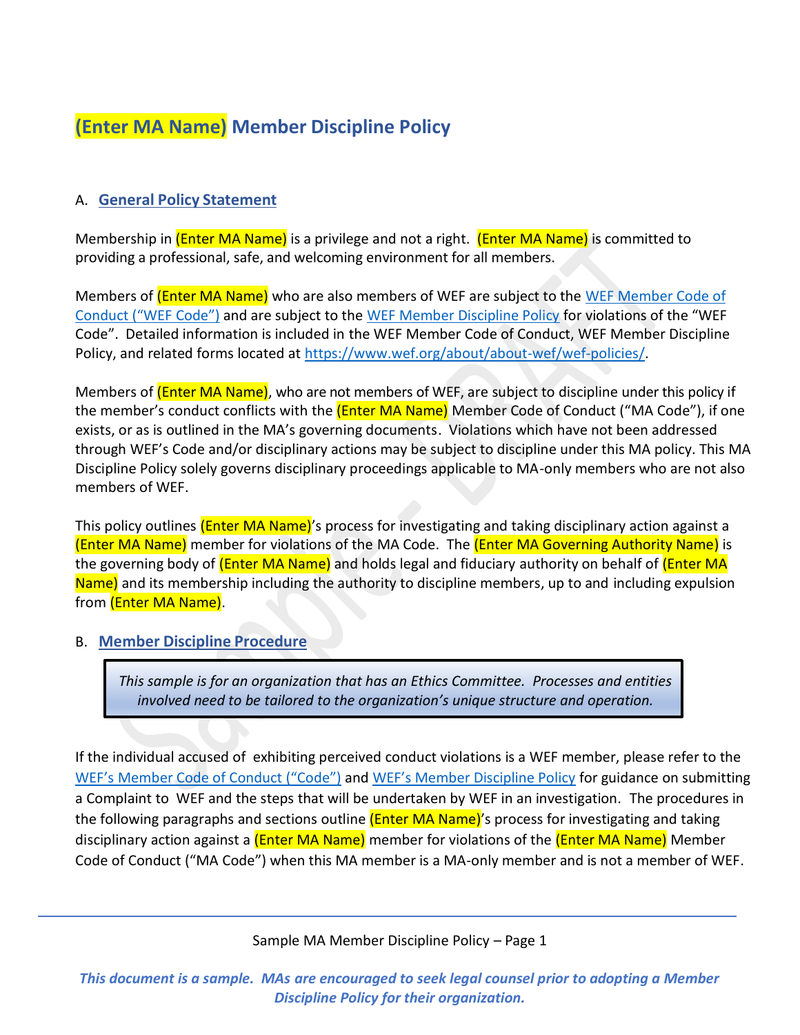# (Enter MA Name) Member Discipline Policy

A. **General Policy Statement**

Membership in (Enter MA Name) is a privilege and not a right. (Enter MA Name) is committed to providing a professional, safe, and welcoming environment for all members.

Members of (Enter MA Name) who are also members of WEF are subject to the WEF Member Code of Conduct ("WEF Code") and are subject to the WEF Member Discipline Policy for violations of the "WEF Code". Detailed information is included in the WEF Member Code of Conduct, WEF Member Discipline Policy, and related forms located at https://www.wef.org/about/about-wef/wef-policies/.

Members of (Enter MA Name), who are not members of WEF, are subject to discipline under this policy if the member's conduct conflicts with the (Enter MA Name) Member Code of Conduct ("MA Code"), if one exists, or as is outlined in the MA's governing documents. Violations which have not been addressed through WEF's Code and/or disciplinary actions may be subject to discipline under this MA policy. This MA Discipline Policy solely governs disciplinary proceedings applicable to MA-only members who are not also members of WEF.

This policy outlines (Enter MA Name)'s process for investigating and taking disciplinary action against a (Enter MA Name) member for violations of the MA Code. The (Enter MA Governing Authority Name) is the governing body of (Enter MA Name) and holds legal and fiduciary authority on behalf of (Enter MA Name) and its membership including the authority to discipline members, up to and including expulsion from (Enter MA Name).

B. **Member Discipline Procedure**

*This sample is for an organization that has an Ethics Committee. Processes and entities involved need to be tailored to the organization's unique structure and operation.*

If the individual accused of exhibiting perceived conduct violations is a WEF member, please refer to the WEF's Member Code of Conduct ("Code") and WEF's Member Discipline Policy for guidance on submitting a Complaint to WEF and the steps that will be undertaken by WEF in an investigation. The procedures in the following paragraphs and sections outline (Enter MA Name)'s process for investigating and taking disciplinary action against a (Enter MA Name) member for violations of the (Enter MA Name) Member Code of Conduct ("MA Code") when this MA member is a MA-only member and is not a member of WEF.

*This document is a sample. MAs are encouraged to seek legal counsel prior to adopting a Member Discipline Policy for their organization.*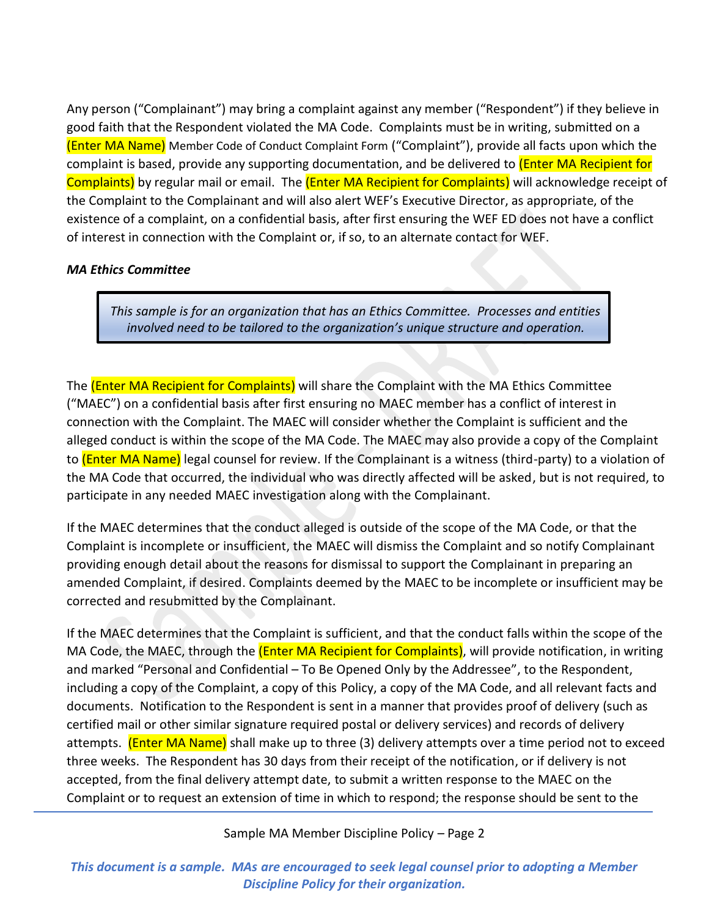Any person ("Complainant") may bring a complaint against any member ("Respondent") if they believe in good faith that the Respondent violated the MA Code. Complaints must be in writing, submitted on a (Enter MA Name) Member Code of Conduct Complaint Form ("Complaint"), provide all facts upon which the complaint is based, provide any supporting documentation, and be delivered to (Enter MA Recipient for Complaints) by regular mail or email. The (Enter MA Recipient for Complaints) will acknowledge receipt of the Complaint to the Complainant and will also alert WEF's Executive Director, as appropriate, of the existence of a complaint, on a confidential basis, after first ensuring the WEF ED does not have a conflict of interest in connection with the Complaint or, if so, to an alternate contact for WEF.

***MA Ethics Committee***

> *This sample is for an organization that has an Ethics Committee. Processes and entities involved need to be tailored to the organization's unique structure and operation.*

The (Enter MA Recipient for Complaints) will share the Complaint with the MA Ethics Committee ("MAEC") on a confidential basis after first ensuring no MAEC member has a conflict of interest in connection with the Complaint. The MAEC will consider whether the Complaint is sufficient and the alleged conduct is within the scope of the MA Code. The MAEC may also provide a copy of the Complaint to (Enter MA Name) legal counsel for review. If the Complainant is a witness (third-party) to a violation of the MA Code that occurred, the individual who was directly affected will be asked, but is not required, to participate in any needed MAEC investigation along with the Complainant.

If the MAEC determines that the conduct alleged is outside of the scope of the MA Code, or that the Complaint is incomplete or insufficient, the MAEC will dismiss the Complaint and so notify Complainant providing enough detail about the reasons for dismissal to support the Complainant in preparing an amended Complaint, if desired. Complaints deemed by the MAEC to be incomplete or insufficient may be corrected and resubmitted by the Complainant.

If the MAEC determines that the Complaint is sufficient, and that the conduct falls within the scope of the MA Code, the MAEC, through the (Enter MA Recipient for Complaints), will provide notification, in writing and marked "Personal and Confidential – To Be Opened Only by the Addressee", to the Respondent, including a copy of the Complaint, a copy of this Policy, a copy of the MA Code, and all relevant facts and documents. Notification to the Respondent is sent in a manner that provides proof of delivery (such as certified mail or other similar signature required postal or delivery services) and records of delivery attempts. (Enter MA Name) shall make up to three (3) delivery attempts over a time period not to exceed three weeks. The Respondent has 30 days from their receipt of the notification, or if delivery is not accepted, from the final delivery attempt date, to submit a written response to the MAEC on the Complaint or to request an extension of time in which to respond; the response should be sent to the

*This document is a sample. MAs are encouraged to seek legal counsel prior to adopting a Member Discipline Policy for their organization.*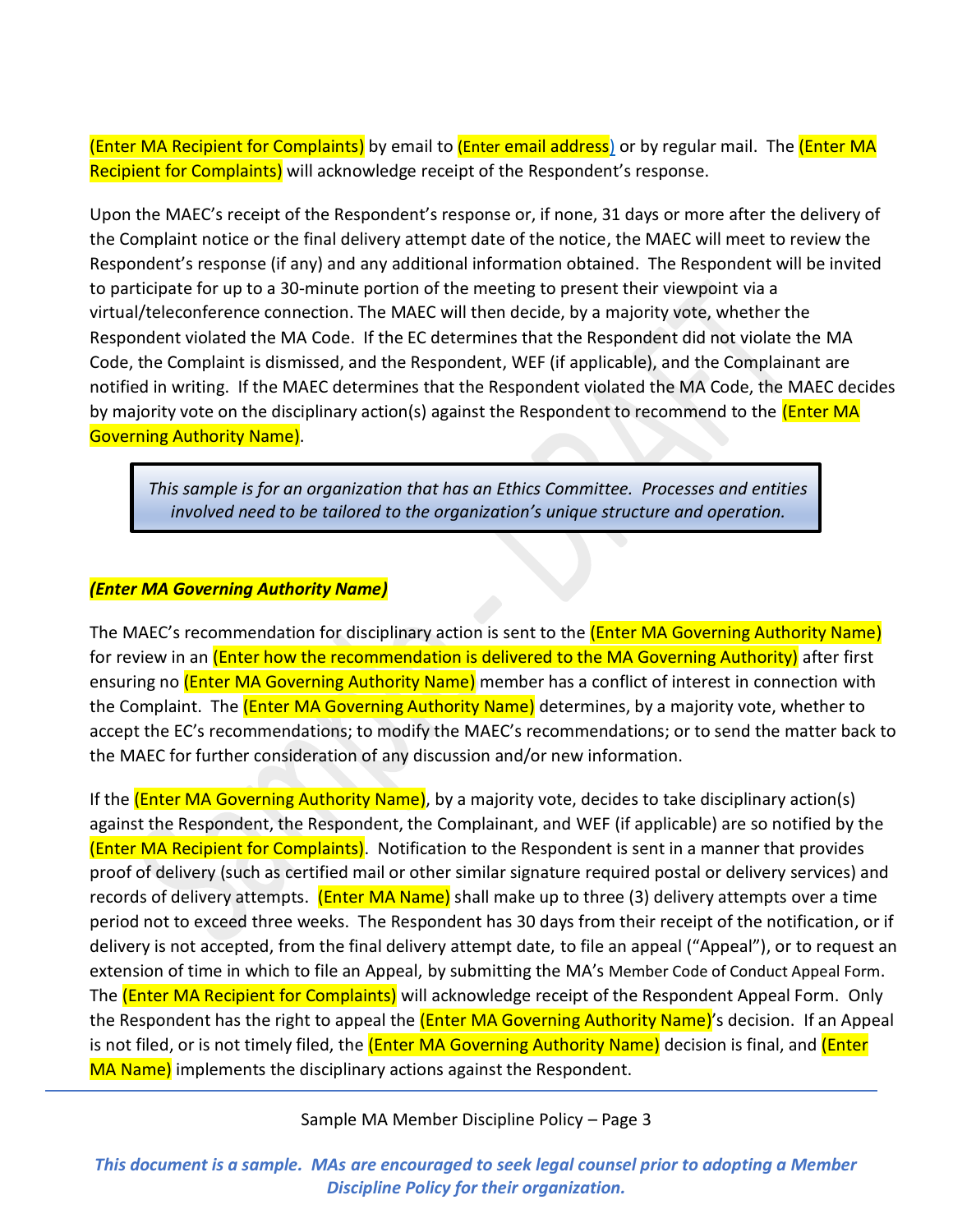(Enter MA Recipient for Complaints) by email to (Enter email address) or by regular mail. The (Enter MA Recipient for Complaints) will acknowledge receipt of the Respondent's response.

Upon the MAEC's receipt of the Respondent's response or, if none, 31 days or more after the delivery of the Complaint notice or the final delivery attempt date of the notice, the MAEC will meet to review the Respondent's response (if any) and any additional information obtained. The Respondent will be invited to participate for up to a 30-minute portion of the meeting to present their viewpoint via a virtual/teleconference connection. The MAEC will then decide, by a majority vote, whether the Respondent violated the MA Code. If the EC determines that the Respondent did not violate the MA Code, the Complaint is dismissed, and the Respondent, WEF (if applicable), and the Complainant are notified in writing. If the MAEC determines that the Respondent violated the MA Code, the MAEC decides by majority vote on the disciplinary action(s) against the Respondent to recommend to the (Enter MA Governing Authority Name).

> *This sample is for an organization that has an Ethics Committee. Processes and entities involved need to be tailored to the organization's unique structure and operation.*

***(Enter MA Governing Authority Name)***

The MAEC's recommendation for disciplinary action is sent to the (Enter MA Governing Authority Name) for review in an (Enter how the recommendation is delivered to the MA Governing Authority) after first ensuring no (Enter MA Governing Authority Name) member has a conflict of interest in connection with the Complaint. The (Enter MA Governing Authority Name) determines, by a majority vote, whether to accept the EC's recommendations; to modify the MAEC's recommendations; or to send the matter back to the MAEC for further consideration of any discussion and/or new information.

If the (Enter MA Governing Authority Name), by a majority vote, decides to take disciplinary action(s) against the Respondent, the Respondent, the Complainant, and WEF (if applicable) are so notified by the (Enter MA Recipient for Complaints). Notification to the Respondent is sent in a manner that provides proof of delivery (such as certified mail or other similar signature required postal or delivery services) and records of delivery attempts. (Enter MA Name) shall make up to three (3) delivery attempts over a time period not to exceed three weeks. The Respondent has 30 days from their receipt of the notification, or if delivery is not accepted, from the final delivery attempt date, to file an appeal ("Appeal"), or to request an extension of time in which to file an Appeal, by submitting the MA's Member Code of Conduct Appeal Form. The (Enter MA Recipient for Complaints) will acknowledge receipt of the Respondent Appeal Form. Only the Respondent has the right to appeal the (Enter MA Governing Authority Name)'s decision. If an Appeal is not filed, or is not timely filed, the (Enter MA Governing Authority Name) decision is final, and (Enter MA Name) implements the disciplinary actions against the Respondent.

*This document is a sample. MAs are encouraged to seek legal counsel prior to adopting a Member Discipline Policy for their organization.*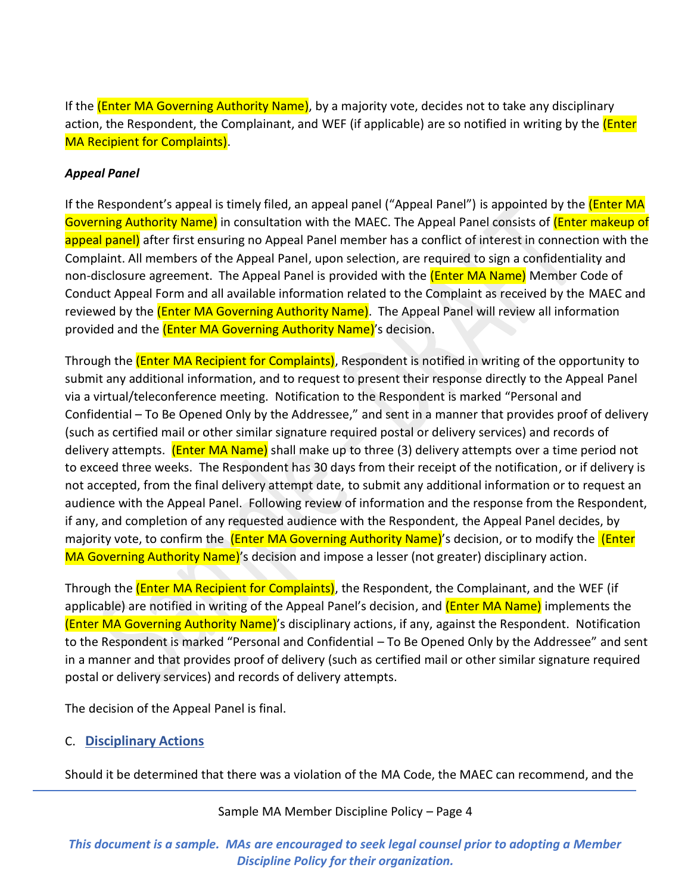If the (Enter MA Governing Authority Name), by a majority vote, decides not to take any disciplinary action, the Respondent, the Complainant, and WEF (if applicable) are so notified in writing by the (Enter MA Recipient for Complaints).

***Appeal Panel***

If the Respondent's appeal is timely filed, an appeal panel ("Appeal Panel") is appointed by the (Enter MA Governing Authority Name) in consultation with the MAEC. The Appeal Panel consists of (Enter makeup of appeal panel) after first ensuring no Appeal Panel member has a conflict of interest in connection with the Complaint. All members of the Appeal Panel, upon selection, are required to sign a confidentiality and non-disclosure agreement. The Appeal Panel is provided with the (Enter MA Name) Member Code of Conduct Appeal Form and all available information related to the Complaint as received by the MAEC and reviewed by the (Enter MA Governing Authority Name). The Appeal Panel will review all information provided and the (Enter MA Governing Authority Name)'s decision.

Through the (Enter MA Recipient for Complaints), Respondent is notified in writing of the opportunity to submit any additional information, and to request to present their response directly to the Appeal Panel via a virtual/teleconference meeting. Notification to the Respondent is marked "Personal and Confidential – To Be Opened Only by the Addressee," and sent in a manner that provides proof of delivery (such as certified mail or other similar signature required postal or delivery services) and records of delivery attempts. (Enter MA Name) shall make up to three (3) delivery attempts over a time period not to exceed three weeks. The Respondent has 30 days from their receipt of the notification, or if delivery is not accepted, from the final delivery attempt date, to submit any additional information or to request an audience with the Appeal Panel. Following review of information and the response from the Respondent, if any, and completion of any requested audience with the Respondent, the Appeal Panel decides, by majority vote, to confirm the (Enter MA Governing Authority Name)'s decision, or to modify the (Enter MA Governing Authority Name)'s decision and impose a lesser (not greater) disciplinary action.

Through the (Enter MA Recipient for Complaints), the Respondent, the Complainant, and the WEF (if applicable) are notified in writing of the Appeal Panel's decision, and (Enter MA Name) implements the (Enter MA Governing Authority Name)'s disciplinary actions, if any, against the Respondent. Notification to the Respondent is marked "Personal and Confidential – To Be Opened Only by the Addressee" and sent in a manner and that provides proof of delivery (such as certified mail or other similar signature required postal or delivery services) and records of delivery attempts.

The decision of the Appeal Panel is final.

C. **Disciplinary Actions**

Should it be determined that there was a violation of the MA Code, the MAEC can recommend, and the

*This document is a sample. MAs are encouraged to seek legal counsel prior to adopting a Member Discipline Policy for their organization.*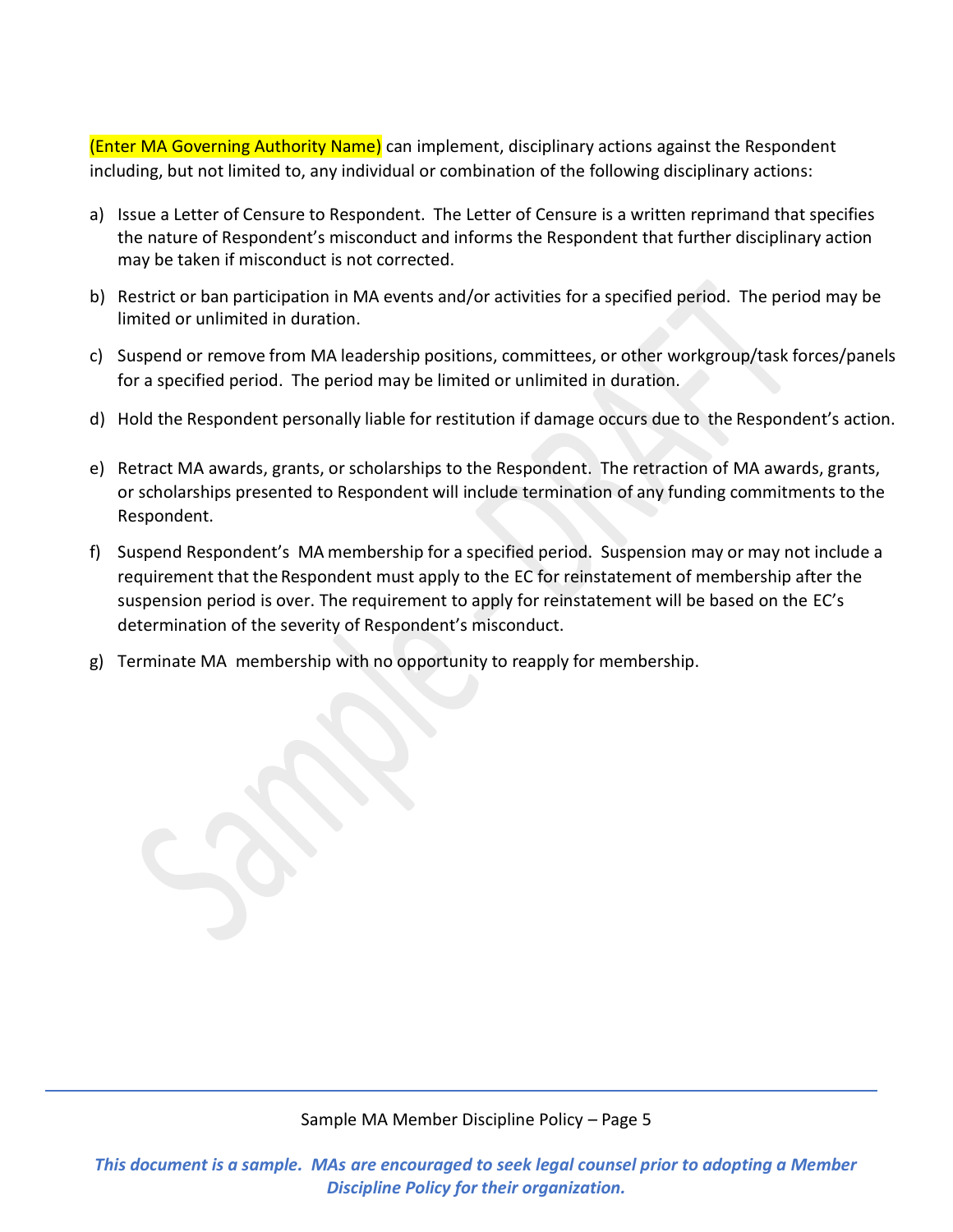(Enter MA Governing Authority Name) can implement, disciplinary actions against the Respondent including, but not limited to, any individual or combination of the following disciplinary actions:

a) Issue a Letter of Censure to Respondent. The Letter of Censure is a written reprimand that specifies the nature of Respondent's misconduct and informs the Respondent that further disciplinary action may be taken if misconduct is not corrected.

b) Restrict or ban participation in MA events and/or activities for a specified period. The period may be limited or unlimited in duration.

c) Suspend or remove from MA leadership positions, committees, or other workgroup/task forces/panels for a specified period. The period may be limited or unlimited in duration.

d) Hold the Respondent personally liable for restitution if damage occurs due to the Respondent's action.

e) Retract MA awards, grants, or scholarships to the Respondent. The retraction of MA awards, grants, or scholarships presented to Respondent will include termination of any funding commitments to the Respondent.

f) Suspend Respondent's MA membership for a specified period. Suspension may or may not include a requirement that the Respondent must apply to the EC for reinstatement of membership after the suspension period is over. The requirement to apply for reinstatement will be based on the EC's determination of the severity of Respondent's misconduct.

g) Terminate MA membership with no opportunity to reapply for membership.

*This document is a sample. MAs are encouraged to seek legal counsel prior to adopting a Member Discipline Policy for their organization.*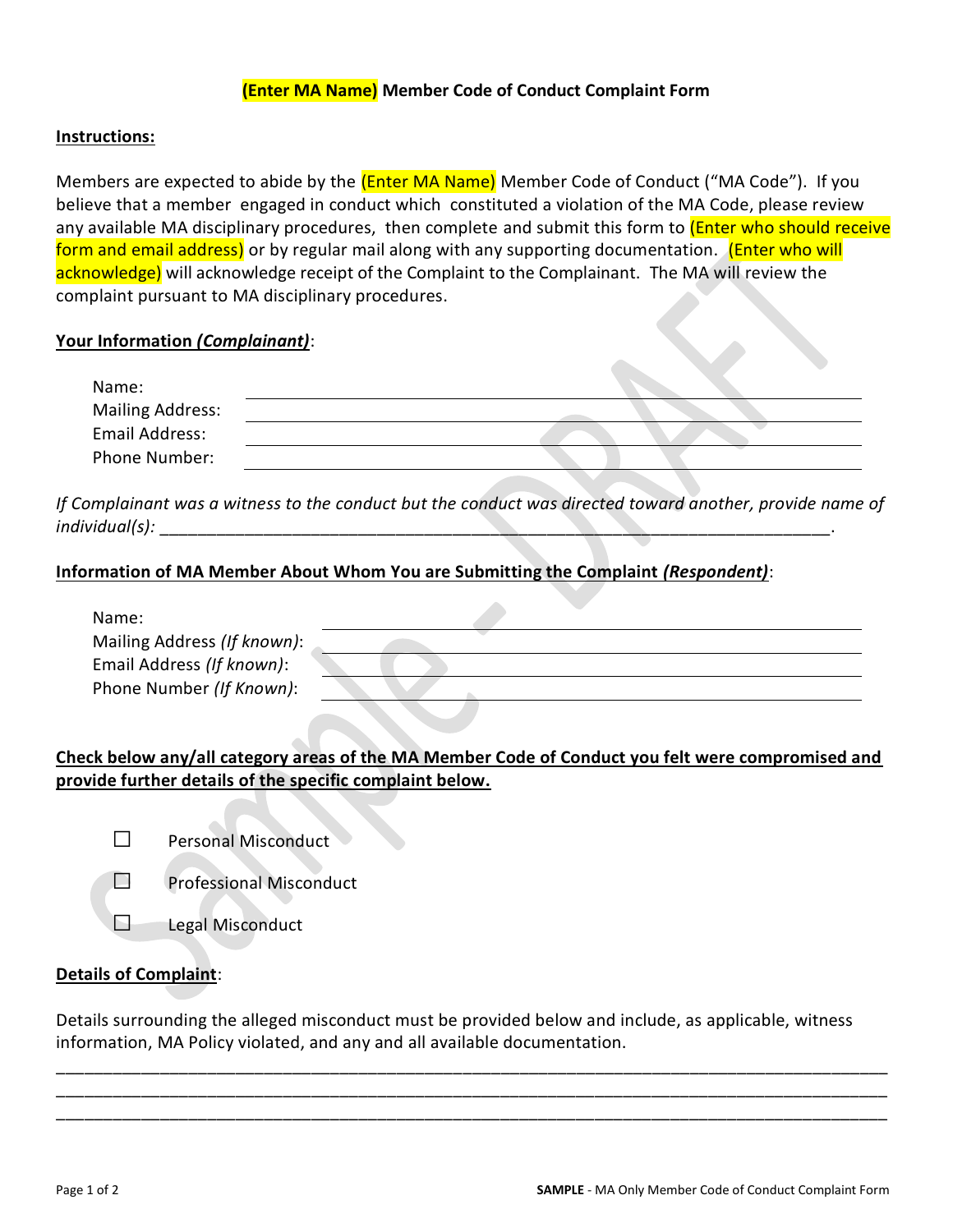**(Enter MA Name) Member Code of Conduct Complaint Form**

**Instructions:**

Members are expected to abide by the (Enter MA Name) Member Code of Conduct ("MA Code"). If you believe that a member engaged in conduct which constituted a violation of the MA Code, please review any available MA disciplinary procedures, then complete and submit this form to (Enter who should receive form and email address) or by regular mail along with any supporting documentation. (Enter who will acknowledge) will acknowledge receipt of the Complaint to the Complainant. The MA will review the complaint pursuant to MA disciplinary procedures.

**Your Information *(Complainant)*:**

Name: ______________________________

Mailing Address: ______________________________

Email Address: ______________________________

Phone Number: ______________________________

*If Complainant was a witness to the conduct but the conduct was directed toward another, provide name of individual(s):* ______________________________.

**Information of MA Member About Whom You are Submitting the Complaint *(Respondent)*:**

Name: ______________________________

Mailing Address *(If known)*: ______________________________

Email Address *(If known)*: ______________________________

Phone Number *(If Known)*: ______________________________

**Check below any/all category areas of the MA Member Code of Conduct you felt were compromised and provide further details of the specific complaint below.**

☐ Personal Misconduct

☐ Professional Misconduct

☐ Legal Misconduct

**Details of Complaint:**

Details surrounding the alleged misconduct must be provided below and include, as applicable, witness information, MA Policy violated, and any and all available documentation.

______________________________________________________________________

______________________________________________________________________

______________________________________________________________________

**SAMPLE** - MA Only Member Code of Conduct Complaint Form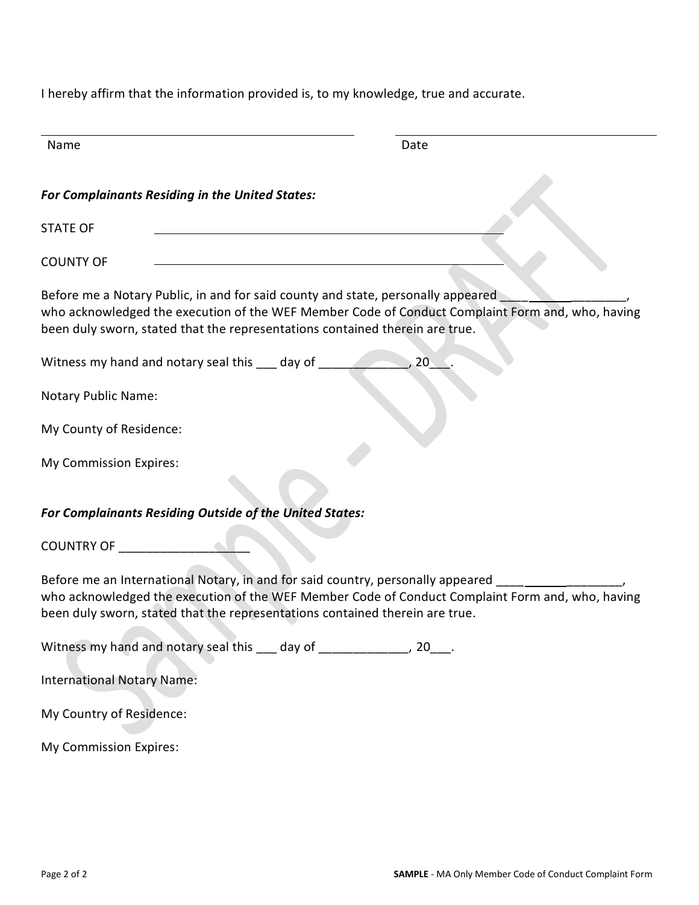I hereby affirm that the information provided is, to my knowledge, true and accurate.

_______________________________________ _______________________________

Name Date

***For Complainants Residing in the United States:***

STATE OF _______________________________________

COUNTY OF _______________________________________

Before me a Notary Public, in and for said county and state, personally appeared ____________________, who acknowledged the execution of the WEF Member Code of Conduct Complaint Form and, who, having been duly sworn, stated that the representations contained therein are true.

Witness my hand and notary seal this ___ day of _____________, 20___.

Notary Public Name:

My County of Residence:

My Commission Expires:

***For Complainants Residing Outside of the United States:***

COUNTRY OF __________________

Before me an International Notary, in and for said country, personally appeared ____________________, who acknowledged the execution of the WEF Member Code of Conduct Complaint Form and, who, having been duly sworn, stated that the representations contained therein are true.

Witness my hand and notary seal this ___ day of _____________, 20___.

International Notary Name:

My Country of Residence:

My Commission Expires: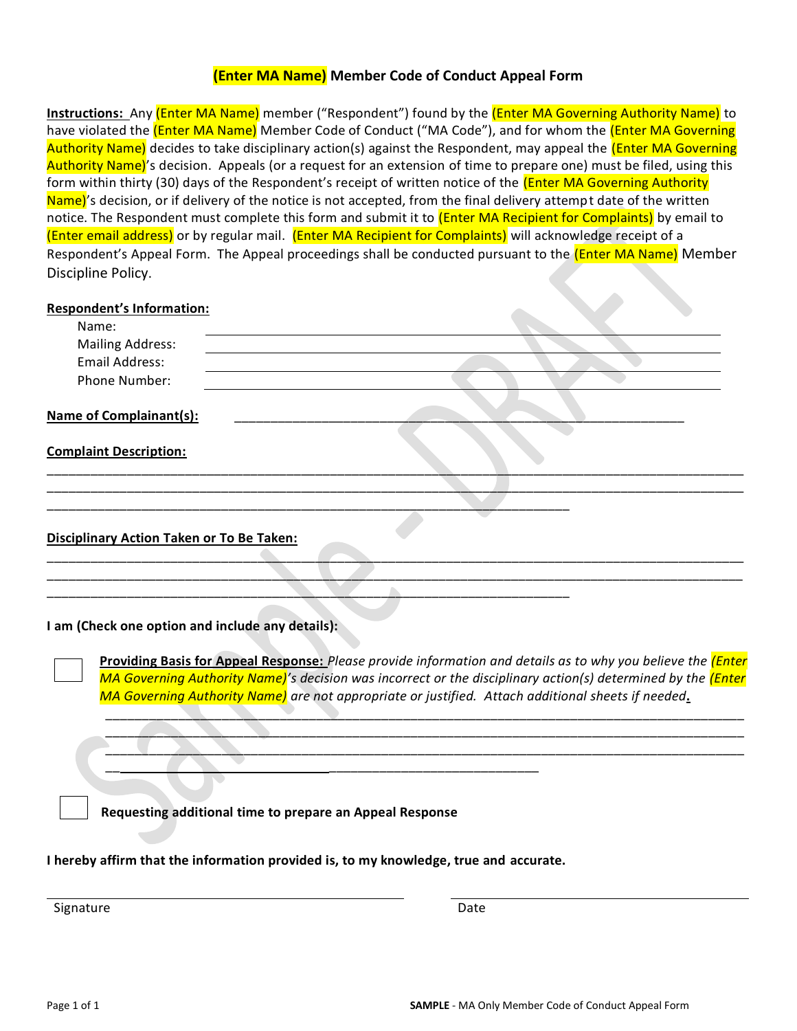# (Enter MA Name) Member Code of Conduct Appeal Form

**Instructions:** Any (Enter MA Name) member ("Respondent") found by the (Enter MA Governing Authority Name) to have violated the (Enter MA Name) Member Code of Conduct ("MA Code"), and for whom the (Enter MA Governing Authority Name) decides to take disciplinary action(s) against the Respondent, may appeal the (Enter MA Governing Authority Name)'s decision. Appeals (or a request for an extension of time to prepare one) must be filed, using this form within thirty (30) days of the Respondent's receipt of written notice of the (Enter MA Governing Authority Name)'s decision, or if delivery of the notice is not accepted, from the final delivery attempt date of the written notice. The Respondent must complete this form and submit it to (Enter MA Recipient for Complaints) by email to (Enter email address) or by regular mail. (Enter MA Recipient for Complaints) will acknowledge receipt of a Respondent's Appeal Form. The Appeal proceedings shall be conducted pursuant to the (Enter MA Name) Member Discipline Policy.

**Respondent's Information:**

Name: ____________________________________________

Mailing Address: ____________________________________________

Email Address: ____________________________________________

Phone Number: ____________________________________________

**Name of Complainant(s):** ____________________________________________

**Complaint Description:**

____________________________________________________________________________________

____________________________________________________________________________________

____________________________________________________________________________________

**Disciplinary Action Taken or To Be Taken:**

____________________________________________________________________________________

____________________________________________________________________________________

____________________________________________________________________________________

**I am (Check one option and include any details):**

☐ **Providing Basis for Appeal Response:** *Please provide information and details as to why you believe the (Enter MA Governing Authority Name)'s decision was incorrect or the disciplinary action(s) determined by the (Enter MA Governing Authority Name) are not appropriate or justified. Attach additional sheets if needed.*

____________________________________________________________________________________

____________________________________________________________________________________

____________________________________________________________________________________

____________________________________________________________________________________

☐ **Requesting additional time to prepare an Appeal Response**

**I hereby affirm that the information provided is, to my knowledge, true and accurate.**

______________________________ Signature

______________________________ Date

**SAMPLE** - MA Only Member Code of Conduct Appeal Form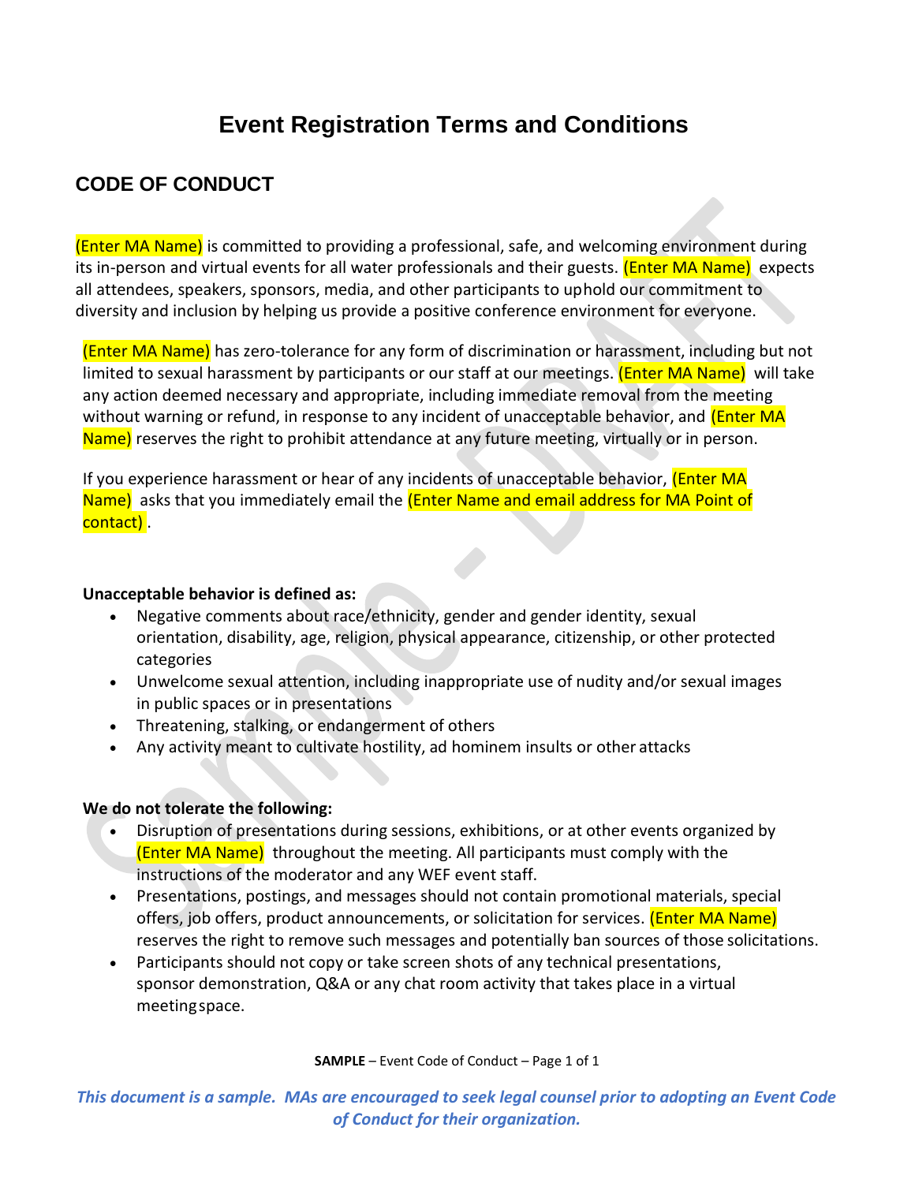# Event Registration Terms and Conditions

## CODE OF CONDUCT

(Enter MA Name) is committed to providing a professional, safe, and welcoming environment during its in-person and virtual events for all water professionals and their guests. (Enter MA Name) expects all attendees, speakers, sponsors, media, and other participants to uphold our commitment to diversity and inclusion by helping us provide a positive conference environment for everyone.

(Enter MA Name) has zero-tolerance for any form of discrimination or harassment, including but not limited to sexual harassment by participants or our staff at our meetings. (Enter MA Name) will take any action deemed necessary and appropriate, including immediate removal from the meeting without warning or refund, in response to any incident of unacceptable behavior, and (Enter MA Name) reserves the right to prohibit attendance at any future meeting, virtually or in person.

If you experience harassment or hear of any incidents of unacceptable behavior, (Enter MA Name) asks that you immediately email the (Enter Name and email address for MA Point of contact).

**Unacceptable behavior is defined as:**

- Negative comments about race/ethnicity, gender and gender identity, sexual orientation, disability, age, religion, physical appearance, citizenship, or other protected categories
- Unwelcome sexual attention, including inappropriate use of nudity and/or sexual images in public spaces or in presentations
- Threatening, stalking, or endangerment of others
- Any activity meant to cultivate hostility, ad hominem insults or other attacks

**We do not tolerate the following:**

- Disruption of presentations during sessions, exhibitions, or at other events organized by (Enter MA Name) throughout the meeting. All participants must comply with the instructions of the moderator and any WEF event staff.
- Presentations, postings, and messages should not contain promotional materials, special offers, job offers, product announcements, or solicitation for services. (Enter MA Name) reserves the right to remove such messages and potentially ban sources of those solicitations.
- Participants should not copy or take screen shots of any technical presentations, sponsor demonstration, Q&A or any chat room activity that takes place in a virtual meeting space.

***This document is a sample. MAs are encouraged to seek legal counsel prior to adopting an Event Code of Conduct for their organization.***